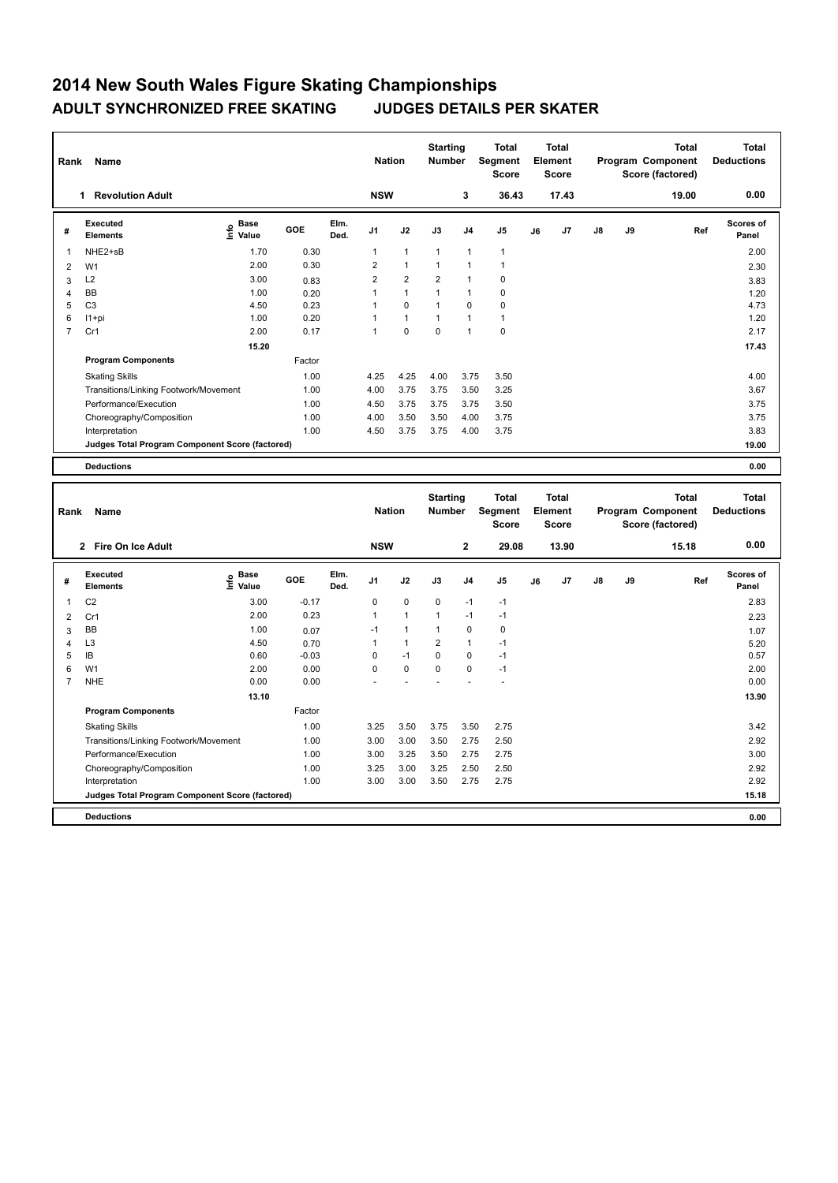# 2014 New South Wales Figure Skating Championships

## ADULT SYNCHRONIZED FREE SKATING JUDGES DETAILS PER SKATER

| Rank | Name | Nation | Starting Number | Total Segment Score | Total Element Score | Total Program Component Score (factored) | Total Deductions |
|---|---|---|---|---|---|---|---|
| 1 | Revolution Adult | NSW | 3 | 36.43 | 17.43 | 19.00 | 0.00 |

| # | Executed Elements | Info | Base Value | GOE | Elm. Ded. | J1 | J2 | J3 | J4 | J5 | J6 | J7 | J8 | J9 | Ref | Scores of Panel |
|---|---|---|---|---|---|---|---|---|---|---|---|---|---|---|---|---|
| 1 | NHE2+sB | | 1.70 | 0.30 | | 1 | 1 | 1 | 1 | 1 | | | | | | 2.00 |
| 2 | W1 | | 2.00 | 0.30 | | 2 | 1 | 1 | 1 | 1 | | | | | | 2.30 |
| 3 | L2 | | 3.00 | 0.83 | | 2 | 2 | 2 | 1 | 0 | | | | | | 3.83 |
| 4 | BB | | 1.00 | 0.20 | | 1 | 1 | 1 | 1 | 0 | | | | | | 1.20 |
| 5 | C3 | | 4.50 | 0.23 | | 1 | 0 | 1 | 0 | 0 | | | | | | 4.73 |
| 6 | I1+pi | | 1.00 | 0.20 | | 1 | 1 | 1 | 1 | 1 | | | | | | 1.20 |
| 7 | Cr1 | | 2.00 | 0.17 | | 1 | 0 | 0 | 1 | 0 | | | | | | 2.17 |
| | | | 15.20 | | | | | | | | | | | | | 17.43 |
| | **Program Components** | | | Factor | | | | | | | | | | | | |
| | Skating Skills | | | 1.00 | | 4.25 | 4.25 | 4.00 | 3.75 | 3.50 | | | | | | 4.00 |
| | Transitions/Linking Footwork/Movement | | | 1.00 | | 4.00 | 3.75 | 3.75 | 3.50 | 3.25 | | | | | | 3.67 |
| | Performance/Execution | | | 1.00 | | 4.50 | 3.75 | 3.75 | 3.75 | 3.50 | | | | | | 3.75 |
| | Choreography/Composition | | | 1.00 | | 4.00 | 3.50 | 3.50 | 4.00 | 3.75 | | | | | | 3.75 |
| | Interpretation | | | 1.00 | | 4.50 | 3.75 | 3.75 | 4.00 | 3.75 | | | | | | 3.83 |
| | **Judges Total Program Component Score (factored)** | | | | | | | | | | | | | | | 19.00 |
| | **Deductions** | | | | | | | | | | | | | | | 0.00 |

| Rank | Name | Nation | Starting Number | Total Segment Score | Total Element Score | Total Program Component Score (factored) | Total Deductions |
|---|---|---|---|---|---|---|---|
| 2 | Fire On Ice Adult | NSW | 2 | 29.08 | 13.90 | 15.18 | 0.00 |

| # | Executed Elements | Info | Base Value | GOE | Elm. Ded. | J1 | J2 | J3 | J4 | J5 | J6 | J7 | J8 | J9 | Ref | Scores of Panel |
|---|---|---|---|---|---|---|---|---|---|---|---|---|---|---|---|---|
| 1 | C2 | | 3.00 | -0.17 | | 0 | 0 | 0 | -1 | -1 | | | | | | 2.83 |
| 2 | Cr1 | | 2.00 | 0.23 | | 1 | 1 | 1 | -1 | -1 | | | | | | 2.23 |
| 3 | BB | | 1.00 | 0.07 | | -1 | 1 | 1 | 0 | 0 | | | | | | 1.07 |
| 4 | L3 | | 4.50 | 0.70 | | 1 | 1 | 2 | 1 | -1 | | | | | | 5.20 |
| 5 | IB | | 0.60 | -0.03 | | 0 | -1 | 0 | 0 | -1 | | | | | | 0.57 |
| 6 | W1 | | 2.00 | 0.00 | | 0 | 0 | 0 | 0 | -1 | | | | | | 2.00 |
| 7 | NHE | | 0.00 | 0.00 | | - | - | - | - | - | | | | | | 0.00 |
| | | | 13.10 | | | | | | | | | | | | | 13.90 |
| | **Program Components** | | | Factor | | | | | | | | | | | | |
| | Skating Skills | | | 1.00 | | 3.25 | 3.50 | 3.75 | 3.50 | 2.75 | | | | | | 3.42 |
| | Transitions/Linking Footwork/Movement | | | 1.00 | | 3.00 | 3.00 | 3.50 | 2.75 | 2.50 | | | | | | 2.92 |
| | Performance/Execution | | | 1.00 | | 3.00 | 3.25 | 3.50 | 2.75 | 2.75 | | | | | | 3.00 |
| | Choreography/Composition | | | 1.00 | | 3.25 | 3.00 | 3.25 | 2.50 | 2.50 | | | | | | 2.92 |
| | Interpretation | | | 1.00 | | 3.00 | 3.00 | 3.50 | 2.75 | 2.75 | | | | | | 2.92 |
| | **Judges Total Program Component Score (factored)** | | | | | | | | | | | | | | | 15.18 |
| | **Deductions** | | | | | | | | | | | | | | | 0.00 |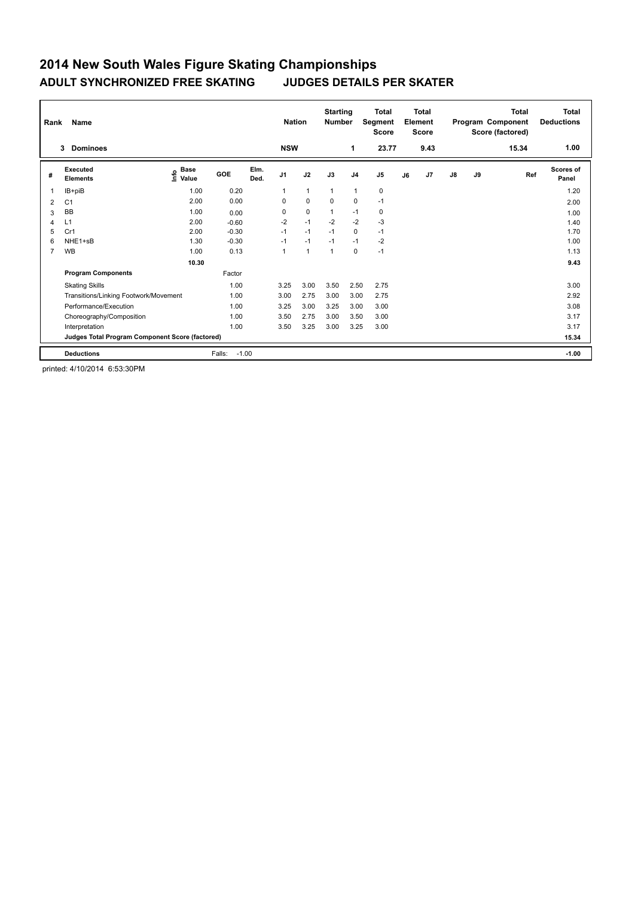# 2014 New South Wales Figure Skating Championships

## ADULT SYNCHRONIZED FREE SKATING JUDGES DETAILS PER SKATER

| Rank | Name | Nation | Starting Number | Total Segment Score | Total Element Score | Total Program Component Score (factored) | Total Deductions |
|---|---|---|---|---|---|---|---|
| 3 | Dominoes | NSW | 1 | 23.77 | 9.43 | 15.34 | 1.00 |

| # | Executed Elements | Info | Base Value | GOE | Elm. Ded. | J1 | J2 | J3 | J4 | J5 | J6 | J7 | J8 | J9 | Ref | Scores of Panel |
|---|---|---|---|---|---|---|---|---|---|---|---|---|---|---|---|---|
| 1 | IB+piB | | 1.00 | 0.20 | | 1 | 1 | 1 | 1 | 0 | | | | | | 1.20 |
| 2 | C1 | | 2.00 | 0.00 | | 0 | 0 | 0 | 0 | -1 | | | | | | 2.00 |
| 3 | BB | | 1.00 | 0.00 | | 0 | 0 | 1 | -1 | 0 | | | | | | 1.00 |
| 4 | L1 | | 2.00 | -0.60 | | -2 | -1 | -2 | -2 | -3 | | | | | | 1.40 |
| 5 | Cr1 | | 2.00 | -0.30 | | -1 | -1 | -1 | 0 | -1 | | | | | | 1.70 |
| 6 | NHE1+sB | | 1.30 | -0.30 | | -1 | -1 | -1 | -1 | -2 | | | | | | 1.00 |
| 7 | WB | | 1.00 | 0.13 | | 1 | 1 | 1 | 0 | -1 | | | | | | 1.13 |
| | | | 10.30 | | | | | | | | | | | | | 9.43 |
| | **Program Components** | | | Factor | | | | | | | | | | | | |
| | Skating Skills | | | 1.00 | | 3.25 | 3.00 | 3.50 | 2.50 | 2.75 | | | | | | 3.00 |
| | Transitions/Linking Footwork/Movement | | | 1.00 | | 3.00 | 2.75 | 3.00 | 3.00 | 2.75 | | | | | | 2.92 |
| | Performance/Execution | | | 1.00 | | 3.25 | 3.00 | 3.25 | 3.00 | 3.00 | | | | | | 3.08 |
| | Choreography/Composition | | | 1.00 | | 3.50 | 2.75 | 3.00 | 3.50 | 3.00 | | | | | | 3.17 |
| | Interpretation | | | 1.00 | | 3.50 | 3.25 | 3.00 | 3.25 | 3.00 | | | | | | 3.17 |
| | **Judges Total Program Component Score (factored)** | | | | | | | | | | | | | | | 15.34 |
| | **Deductions** | | | Falls: -1.00 | | | | | | | | | | | | -1.00 |

printed: 4/10/2014 6:53:30PM